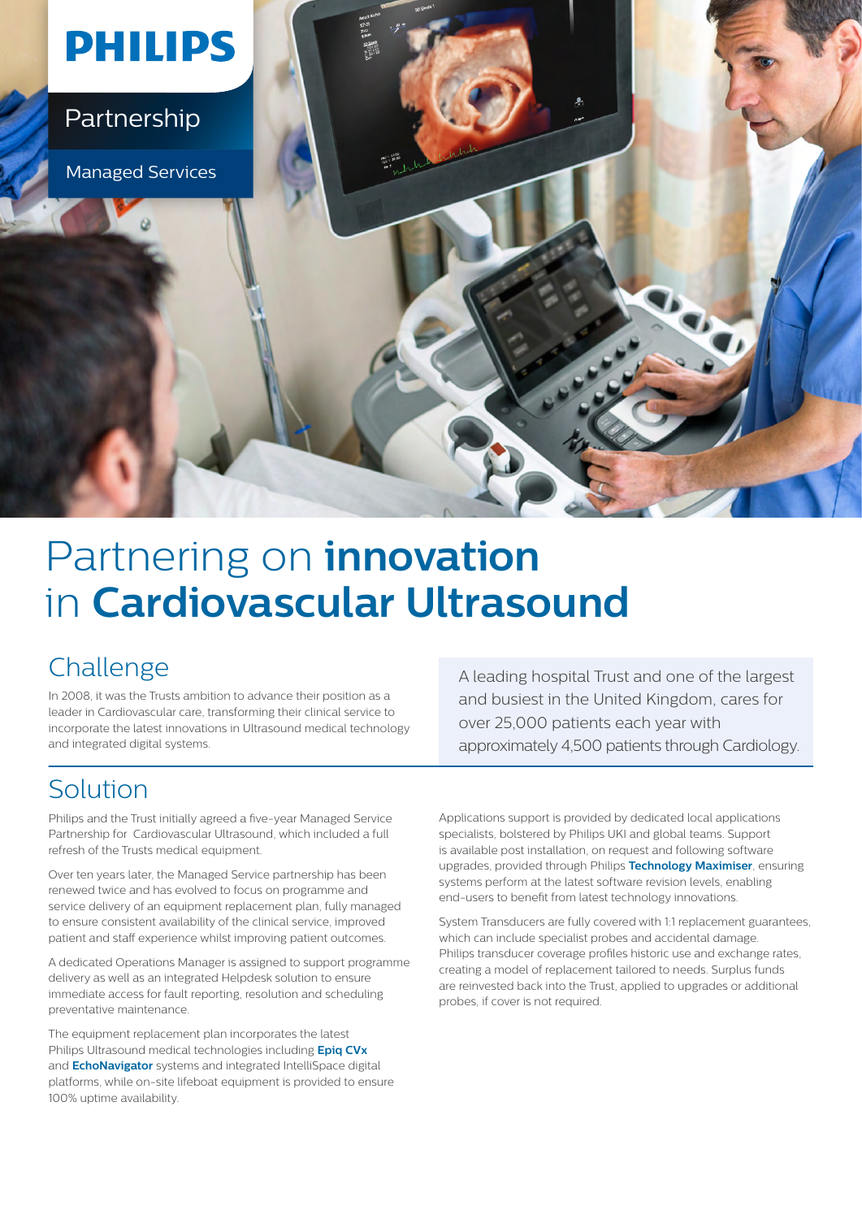PHILIPS

Partnership

Managed Services

# Partnering on **innovation** in **Cardiovascular Ultrasound**

## Challenge

In 2008, it was the Trusts ambition to advance their position as a leader in Cardiovascular care, transforming their clinical service to incorporate the latest innovations in Ultrasound medical technology and integrated digital systems.

A leading hospital Trust and one of the largest and busiest in the United Kingdom, cares for over 25,000 patients each year with approximately 4,500 patients through Cardiology.

## Solution

Philips and the Trust initially agreed a five-year Managed Service Partnership for Cardiovascular Ultrasound, which included a full refresh of the Trusts medical equipment.

Over ten years later, the Managed Service partnership has been renewed twice and has evolved to focus on programme and service delivery of an equipment replacement plan, fully managed to ensure consistent availability of the clinical service, improved patient and staff experience whilst improving patient outcomes.

A dedicated Operations Manager is assigned to support programme delivery as well as an integrated Helpdesk solution to ensure immediate access for fault reporting, resolution and scheduling preventative maintenance.

The equipment replacement plan incorporates the latest Philips Ultrasound medical technologies including **Epiq CVx** and **EchoNavigator** systems and integrated IntelliSpace digital platforms, while on-site lifeboat equipment is provided to ensure 100% uptime availability.

Applications support is provided by dedicated local applications specialists, bolstered by Philips UKI and global teams. Support is available post installation, on request and following software upgrades, provided through Philips **Technology Maximiser**, ensuring systems perform at the latest software revision levels, enabling end-users to benefit from latest technology innovations.

System Transducers are fully covered with 1:1 replacement guarantees, which can include specialist probes and accidental damage. Philips transducer coverage profiles historic use and exchange rates, creating a model of replacement tailored to needs. Surplus funds are reinvested back into the Trust, applied to upgrades or additional probes, if cover is not required.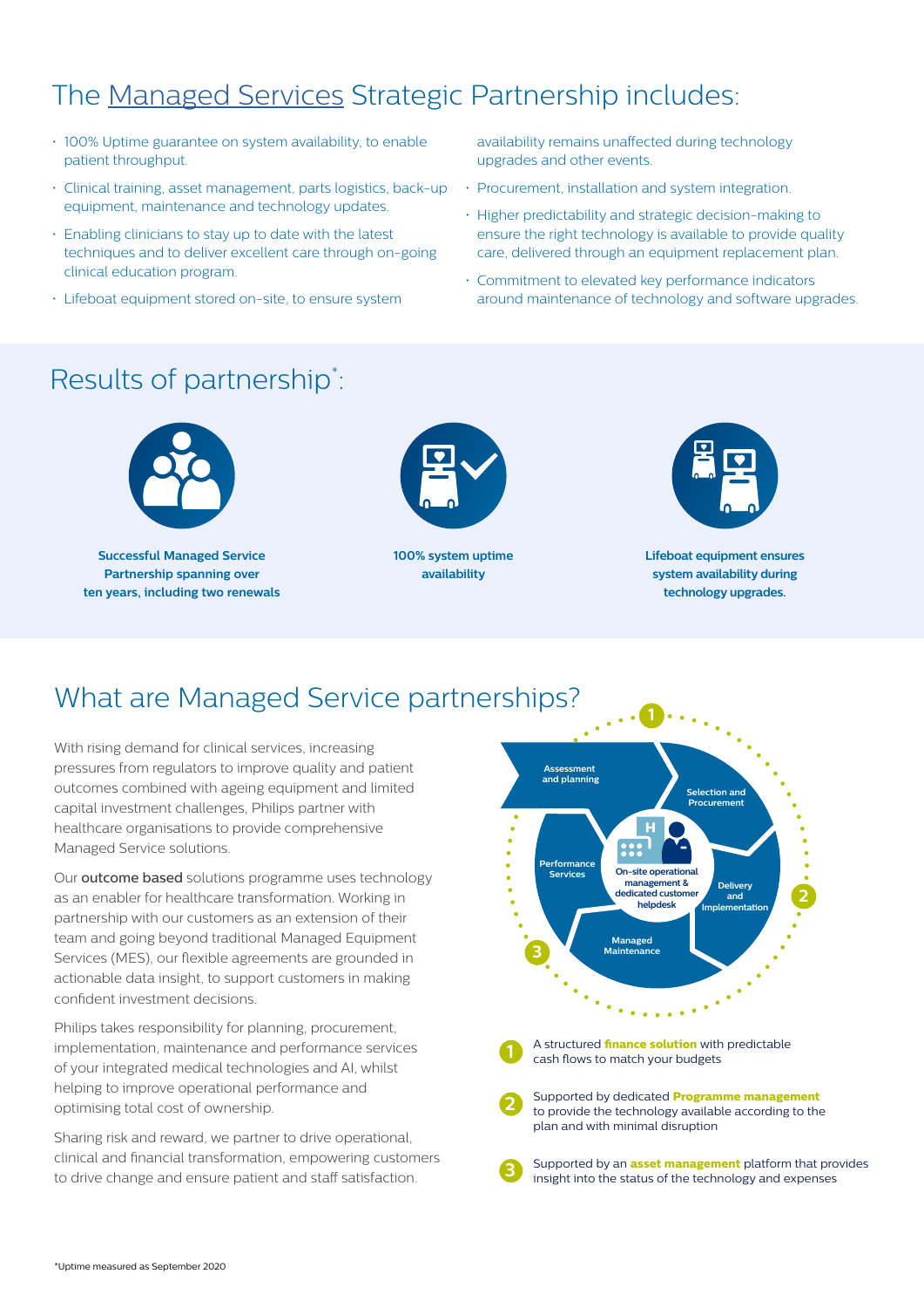## The Managed Services Strategic Partnership includes:

- 100% Uptime guarantee on system availability, to enable patient throughput.
- Clinical training, asset management, parts logistics, back-up equipment, maintenance and technology updates.
- Enabling clinicians to stay up to date with the latest techniques and to deliver excellent care through on-going clinical education program.
- Lifeboat equipment stored on-site, to ensure system availability remains unaffected during technology upgrades and other events.
- Procurement, installation and system integration.
- Higher predictability and strategic decision-making to ensure the right technology is available to provide quality care, delivered through an equipment replacement plan.
- Commitment to elevated key performance indicators around maintenance of technology and software upgrades.

## Results of partnership*:

**Successful Managed Service Partnership spanning over ten years, including two renewals**

**100% system uptime availability**

**Lifeboat equipment ensures system availability during technology upgrades.**

## What are Managed Service partnerships?

With rising demand for clinical services, increasing pressures from regulators to improve quality and patient outcomes combined with ageing equipment and limited capital investment challenges, Philips partner with healthcare organisations to provide comprehensive Managed Service solutions.

Our **outcome based** solutions programme uses technology as an enabler for healthcare transformation. Working in partnership with our customers as an extension of their team and going beyond traditional Managed Equipment Services (MES), our flexible agreements are grounded in actionable data insight, to support customers in making confident investment decisions.

Philips takes responsibility for planning, procurement, implementation, maintenance and performance services of your integrated medical technologies and AI, whilst helping to improve operational performance and optimising total cost of ownership.

Sharing risk and reward, we partner to drive operational, clinical and financial transformation, empowering customers to drive change and ensure patient and staff satisfaction.

Assessment and planning

Selection and Procurement

Delivery and Implementation

Managed Maintenance

Performance Services

On-site operational management & dedicated customer helpdesk

1. A structured **finance solution** with predictable cash flows to match your budgets
2. Supported by dedicated **Programme management** to provide the technology available according to the plan and with minimal disruption
3. Supported by an **asset management** platform that provides insight into the status of the technology and expenses

*Uptime measured as September 2020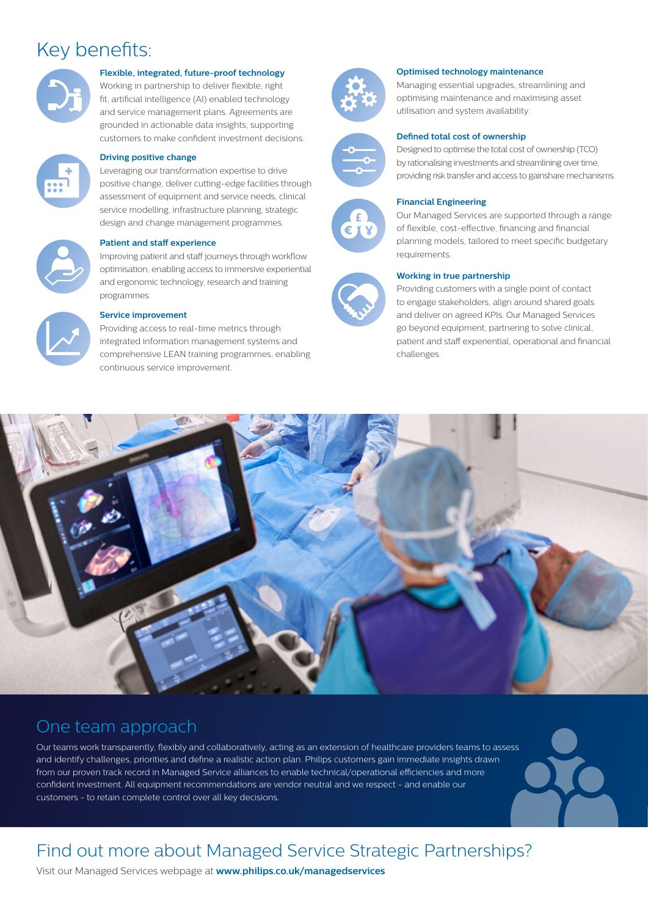# Key benefits:

### Flexible, integrated, future-proof technology

Working in partnership to deliver flexible, right fit, artificial intelligence (AI) enabled technology and service management plans. Agreements are grounded in actionable data insights, supporting customers to make confident investment decisions.

### Driving positive change

Leveraging our transformation expertise to drive positive change, deliver cutting-edge facilities through assessment of equipment and service needs, clinical service modelling, infrastructure planning, strategic design and change management programmes.

### Patient and staff experience

Improving patient and staff journeys through workflow optimisation, enabling access to immersive experiential and ergonomic technology, research and training programmes.

### Service improvement

Providing access to real-time metrics through integrated information management systems and comprehensive LEAN training programmes, enabling continuous service improvement.

### Optimised technology maintenance

Managing essential upgrades, streamlining and optimising maintenance and maximising asset utilisation and system availability.

### Defined total cost of ownership

Designed to optimise the total cost of ownership (TCO) by rationalising investments and streamlining over time, providing risk transfer and access to gainshare mechanisms.

### Financial Engineering

Our Managed Services are supported through a range of flexible, cost-effective, financing and financial planning models, tailored to meet specific budgetary requirements.

### Working in true partnership

Providing customers with a single point of contact to engage stakeholders, align around shared goals and deliver on agreed KPIs. Our Managed Services go beyond equipment, partnering to solve clinical, patient and staff experiential, operational and financial challenges.

## One team approach

Our teams work transparently, flexibly and collaboratively, acting as an extension of healthcare providers teams to assess and identify challenges, priorities and define a realistic action plan. Philips customers gain immediate insights drawn from our proven track record in Managed Service alliances to enable technical/operational efficiencies and more confident investment. All equipment recommendations are vendor neutral and we respect - and enable our customers - to retain complete control over all key decisions.

## Find out more about Managed Service Strategic Partnerships?

Visit our Managed Services webpage at **www.philips.co.uk/managedservices**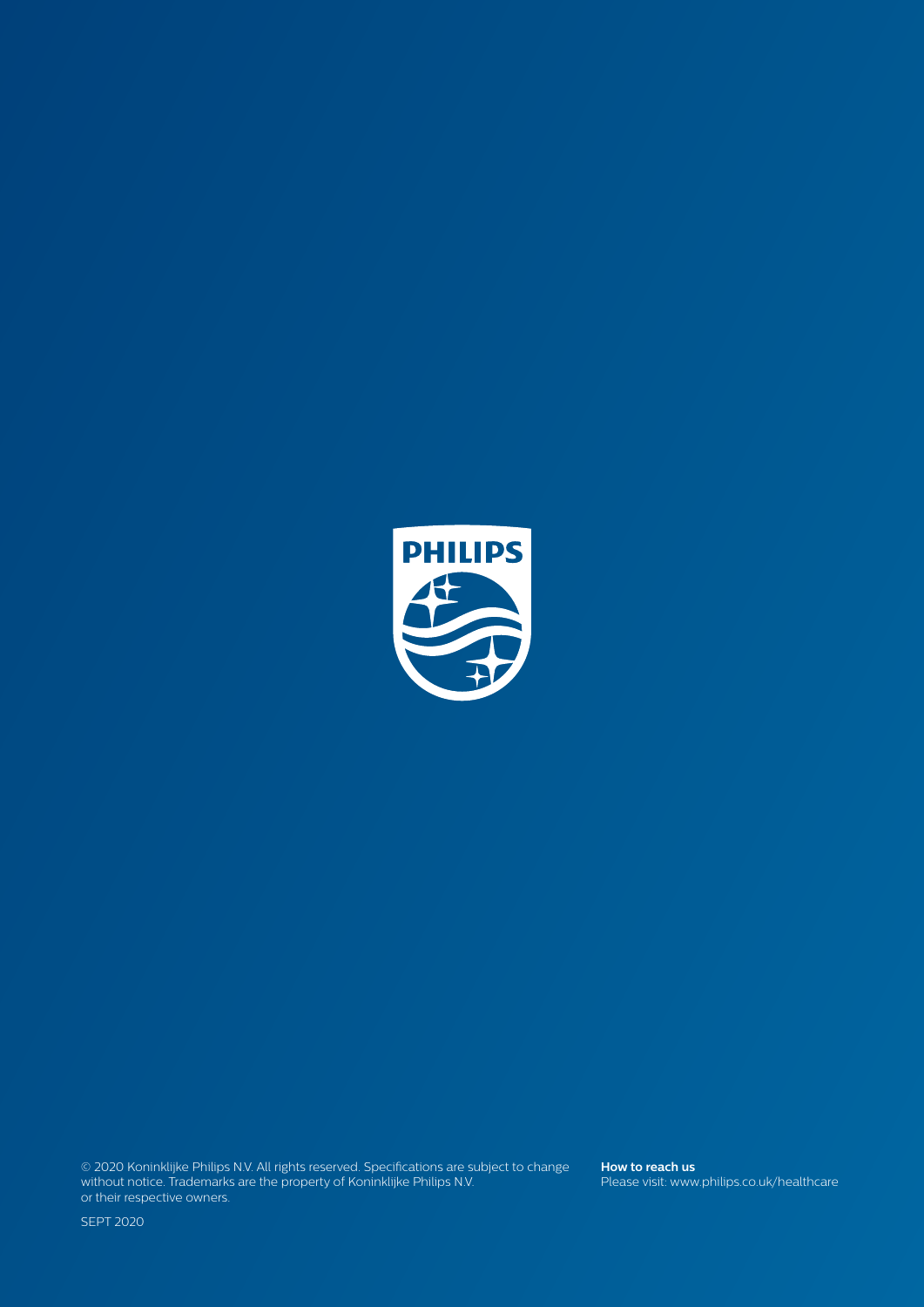© 2020 Koninklijke Philips N.V. All rights reserved. Specifications are subject to change without notice. Trademarks are the property of Koninklijke Philips N.V. or their respective owners.

SEPT 2020

**How to reach us**
Please visit: www.philips.co.uk/healthcare